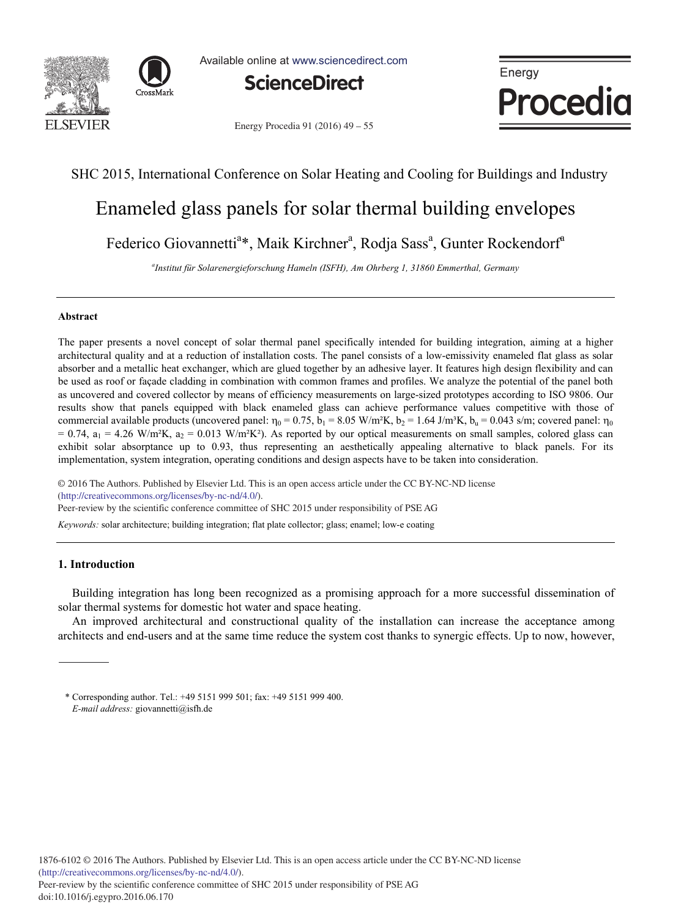SHC 2015, International Conference on Solar Heating and Cooling for Buildings and Industry

# Enameled glass panels for solar thermal building envelopes

Federico Giovannetti[a]*, Maik Kirchner[a], Rodja Sass[a], Gunter Rockendorf[a]

[a]*Institut für Solarenergieforschung Hameln (ISFH), Am Ohrberg 1, 31860 Emmerthal, Germany*

---

### Abstract

The paper presents a novel concept of solar thermal panel specifically intended for building integration, aiming at a higher architectural quality and at a reduction of installation costs. The panel consists of a low-emissivity enameled flat glass as solar absorber and a metallic heat exchanger, which are glued together by an adhesive layer. It features high design flexibility and can be used as roof or façade cladding in combination with common frames and profiles. We analyze the potential of the panel both as uncovered and covered collector by means of efficiency measurements on large-sized prototypes according to ISO 9806. Our results show that panels equipped with black enameled glass can achieve performance values competitive with those of commercial available products (uncovered panel: $\eta_0 = 0.75$, $b_1 = 8.05$ W/m²K, $b_2 = 1.64$ J/m³K, $b_u = 0.043$ s/m; covered panel: $\eta_0 = 0.74$, $a_1 = 4.26$ W/m²K, $a_2 = 0.013$ W/m²K²). As reported by our optical measurements on small samples, colored glass can exhibit solar absorptance up to 0.93, thus representing an aesthetically appealing alternative to black panels. For its implementation, system integration, operating conditions and design aspects have to be taken into consideration.

© 2016 The Authors. Published by Elsevier Ltd. This is an open access article under the CC BY-NC-ND license (http://creativecommons.org/licenses/by-nc-nd/4.0/).
Peer-review by the scientific conference committee of SHC 2015 under responsibility of PSE AG

*Keywords:* solar architecture; building integration; flat plate collector; glass; enamel; low-e coating

---

## 1. Introduction

Building integration has long been recognized as a promising approach for a more successful dissemination of solar thermal systems for domestic hot water and space heating.

An improved architectural and constructional quality of the installation can increase the acceptance among architects and end-users and at the same time reduce the system cost thanks to synergic effects. Up to now, however,

---

\* Corresponding author. Tel.: +49 5151 999 501; fax: +49 5151 999 400.
*E-mail address:* giovannetti@isfh.de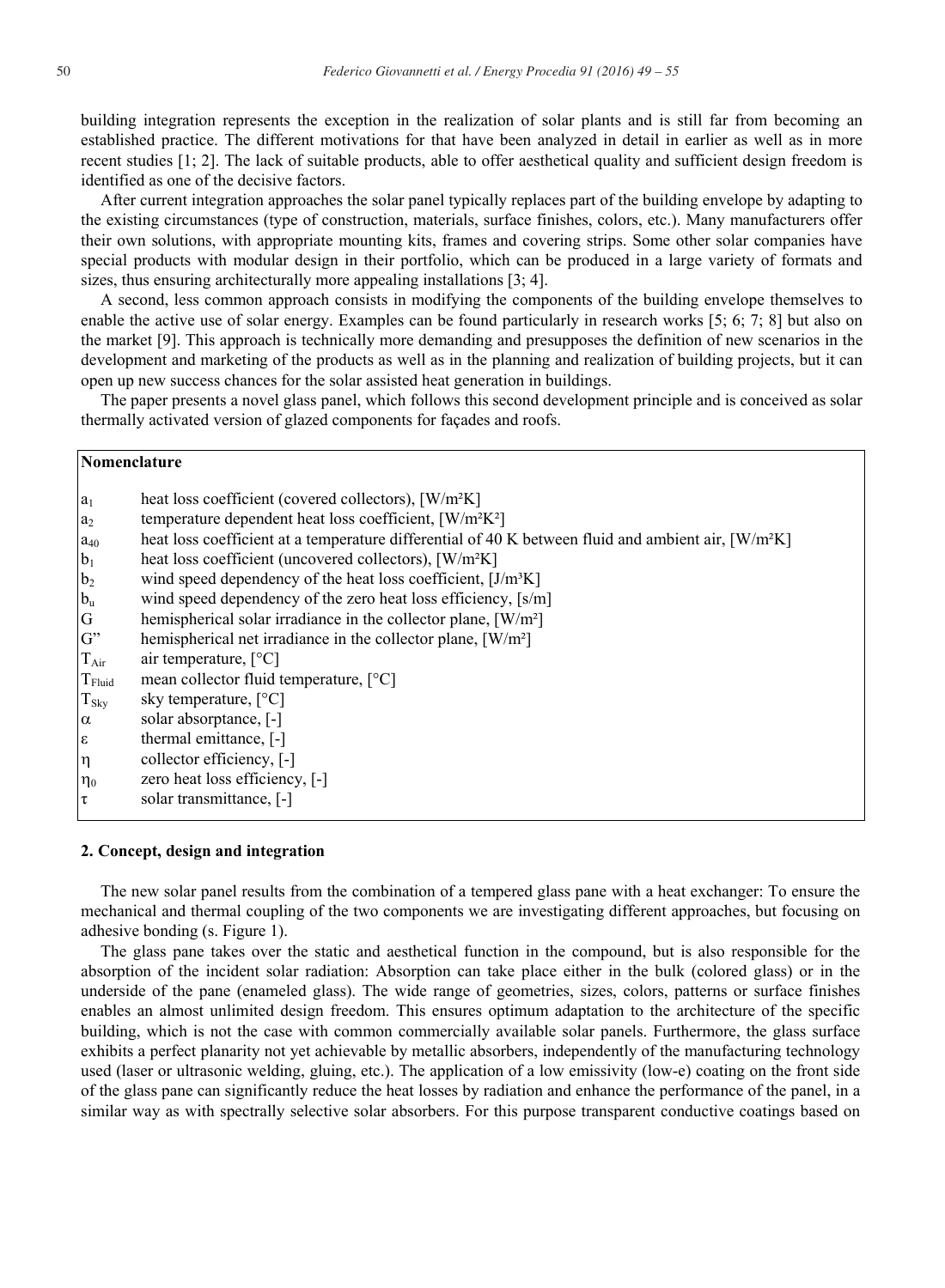building integration represents the exception in the realization of solar plants and is still far from becoming an established practice. The different motivations for that have been analyzed in detail in earlier as well as in more recent studies [1; 2]. The lack of suitable products, able to offer aesthetical quality and sufficient design freedom is identified as one of the decisive factors.

After current integration approaches the solar panel typically replaces part of the building envelope by adapting to the existing circumstances (type of construction, materials, surface finishes, colors, etc.). Many manufacturers offer their own solutions, with appropriate mounting kits, frames and covering strips. Some other solar companies have special products with modular design in their portfolio, which can be produced in a large variety of formats and sizes, thus ensuring architecturally more appealing installations [3; 4].

A second, less common approach consists in modifying the components of the building envelope themselves to enable the active use of solar energy. Examples can be found particularly in research works [5; 6; 7; 8] but also on the market [9]. This approach is technically more demanding and presupposes the definition of new scenarios in the development and marketing of the products as well as in the planning and realization of building projects, but it can open up new success chances for the solar assisted heat generation in buildings.

The paper presents a novel glass panel, which follows this second development principle and is conceived as solar thermally activated version of glazed components for façades and roofs.

**Nomenclature**

| | |
|---|---|
| $a_1$ | heat loss coefficient (covered collectors), [W/m²K] |
| $a_2$ | temperature dependent heat loss coefficient, [W/m²K²] |
| $a_{40}$ | heat loss coefficient at a temperature differential of 40 K between fluid and ambient air, [W/m²K] |
| $b_1$ | heat loss coefficient (uncovered collectors), [W/m²K] |
| $b_2$ | wind speed dependency of the heat loss coefficient, [J/m³K] |
| $b_u$ | wind speed dependency of the zero heat loss efficiency, [s/m] |
| $G$ | hemispherical solar irradiance in the collector plane, [W/m²] |
| $G''$ | hemispherical net irradiance in the collector plane, [W/m²] |
| $T_{Air}$ | air temperature, [°C] |
| $T_{Fluid}$ | mean collector fluid temperature, [°C] |
| $T_{Sky}$ | sky temperature, [°C] |
| $\alpha$ | solar absorptance, [-] |
| $\varepsilon$ | thermal emittance, [-] |
| $\eta$ | collector efficiency, [-] |
| $\eta_0$ | zero heat loss efficiency, [-] |
| $\tau$ | solar transmittance, [-] |

## 2. Concept, design and integration

The new solar panel results from the combination of a tempered glass pane with a heat exchanger: To ensure the mechanical and thermal coupling of the two components we are investigating different approaches, but focusing on adhesive bonding (s. Figure 1).

The glass pane takes over the static and aesthetical function in the compound, but is also responsible for the absorption of the incident solar radiation: Absorption can take place either in the bulk (colored glass) or in the underside of the pane (enameled glass). The wide range of geometries, sizes, colors, patterns or surface finishes enables an almost unlimited design freedom. This ensures optimum adaptation to the architecture of the specific building, which is not the case with common commercially available solar panels. Furthermore, the glass surface exhibits a perfect planarity not yet achievable by metallic absorbers, independently of the manufacturing technology used (laser or ultrasonic welding, gluing, etc.). The application of a low emissivity (low-e) coating on the front side of the glass pane can significantly reduce the heat losses by radiation and enhance the performance of the panel, in a similar way as with spectrally selective solar absorbers. For this purpose transparent conductive coatings based on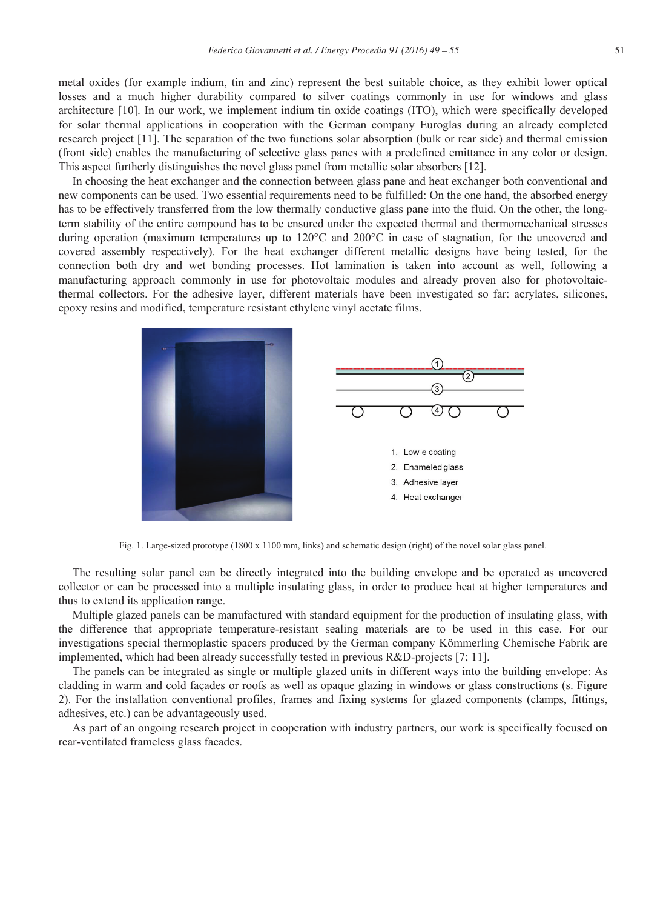metal oxides (for example indium, tin and zinc) represent the best suitable choice, as they exhibit lower optical losses and a much higher durability compared to silver coatings commonly in use for windows and glass architecture [10]. In our work, we implement indium tin oxide coatings (ITO), which were specifically developed for solar thermal applications in cooperation with the German company Euroglas during an already completed research project [11]. The separation of the two functions solar absorption (bulk or rear side) and thermal emission (front side) enables the manufacturing of selective glass panes with a predefined emittance in any color or design. This aspect furtherly distinguishes the novel glass panel from metallic solar absorbers [12].

In choosing the heat exchanger and the connection between glass pane and heat exchanger both conventional and new components can be used. Two essential requirements need to be fulfilled: On the one hand, the absorbed energy has to be effectively transferred from the low thermally conductive glass pane into the fluid. On the other, the long-term stability of the entire compound has to be ensured under the expected thermal and thermomechanical stresses during operation (maximum temperatures up to 120°C and 200°C in case of stagnation, for the uncovered and covered assembly respectively). For the heat exchanger different metallic designs have being tested, for the connection both dry and wet bonding processes. Hot lamination is taken into account as well, following a manufacturing approach commonly in use for photovoltaic modules and already proven also for photovoltaic-thermal collectors. For the adhesive layer, different materials have been investigated so far: acrylates, silicones, epoxy resins and modified, temperature resistant ethylene vinyl acetate films.

1. Low-e coating
2. Enameled glass
3. Adhesive layer
4. Heat exchanger

Fig. 1. Large-sized prototype (1800 x 1100 mm, links) and schematic design (right) of the novel solar glass panel.

The resulting solar panel can be directly integrated into the building envelope and be operated as uncovered collector or can be processed into a multiple insulating glass, in order to produce heat at higher temperatures and thus to extend its application range.

Multiple glazed panels can be manufactured with standard equipment for the production of insulating glass, with the difference that appropriate temperature-resistant sealing materials are to be used in this case. For our investigations special thermoplastic spacers produced by the German company Kömmerling Chemische Fabrik are implemented, which had been already successfully tested in previous R&D-projects [7; 11].

The panels can be integrated as single or multiple glazed units in different ways into the building envelope: As cladding in warm and cold façades or roofs as well as opaque glazing in windows or glass constructions (s. Figure 2). For the installation conventional profiles, frames and fixing systems for glazed components (clamps, fittings, adhesives, etc.) can be advantageously used.

As part of an ongoing research project in cooperation with industry partners, our work is specifically focused on rear-ventilated frameless glass facades.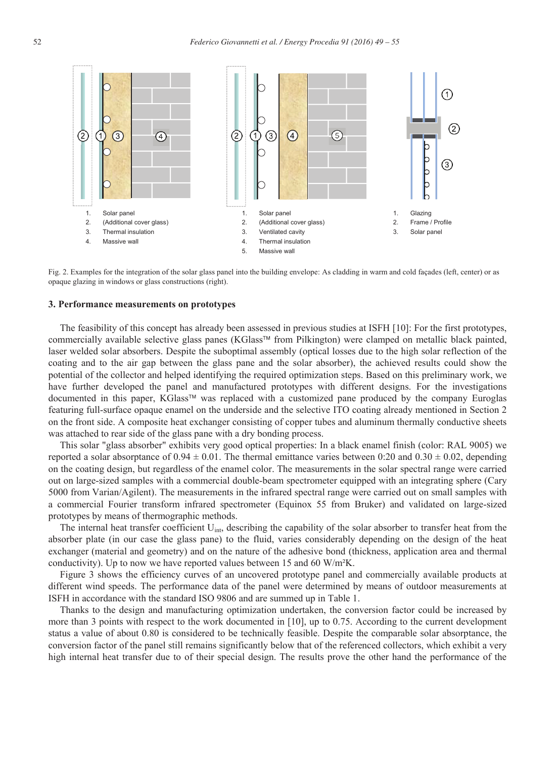1. Solar panel
2. (Additional cover glass)
3. Thermal insulation
4. Massive wall

1. Solar panel
2. (Additional cover glass)
3. Ventilated cavity
4. Thermal insulation
5. Massive wall

1. Glazing
2. Frame / Profile
3. Solar panel

Fig. 2. Examples for the integration of the solar glass panel into the building envelope: As cladding in warm and cold façades (left, center) or as opaque glazing in windows or glass constructions (right).

### 3. Performance measurements on prototypes

The feasibility of this concept has already been assessed in previous studies at ISFH [10]: For the first prototypes, commercially available selective glass panes (KGlass™ from Pilkington) were clamped on metallic black painted, laser welded solar absorbers. Despite the suboptimal assembly (optical losses due to the high solar reflection of the coating and to the air gap between the glass pane and the solar absorber), the achieved results could show the potential of the collector and helped identifying the required optimization steps. Based on this preliminary work, we have further developed the panel and manufactured prototypes with different designs. For the investigations documented in this paper, KGlass™ was replaced with a customized pane produced by the company Euroglas featuring full-surface opaque enamel on the underside and the selective ITO coating already mentioned in Section 2 on the front side. A composite heat exchanger consisting of copper tubes and aluminum thermally conductive sheets was attached to rear side of the glass pane with a dry bonding process.

This solar "glass absorber" exhibits very good optical properties: In a black enamel finish (color: RAL 9005) we reported a solar absorptance of 0.94 ± 0.01. The thermal emittance varies between 0:20 and 0.30 ± 0.02, depending on the coating design, but regardless of the enamel color. The measurements in the solar spectral range were carried out on large-sized samples with a commercial double-beam spectrometer equipped with an integrating sphere (Cary 5000 from Varian/Agilent). The measurements in the infrared spectral range were carried out on small samples with a commercial Fourier transform infrared spectrometer (Equinox 55 from Bruker) and validated on large-sized prototypes by means of thermographic methods.

The internal heat transfer coefficient $U_{int}$, describing the capability of the solar absorber to transfer heat from the absorber plate (in our case the glass pane) to the fluid, varies considerably depending on the design of the heat exchanger (material and geometry) and on the nature of the adhesive bond (thickness, application area and thermal conductivity). Up to now we have reported values between 15 and 60 W/m²K.

Figure 3 shows the efficiency curves of an uncovered prototype panel and commercially available products at different wind speeds. The performance data of the panel were determined by means of outdoor measurements at ISFH in accordance with the standard ISO 9806 and are summed up in Table 1.

Thanks to the design and manufacturing optimization undertaken, the conversion factor could be increased by more than 3 points with respect to the work documented in [10], up to 0.75. According to the current development status a value of about 0.80 is considered to be technically feasible. Despite the comparable solar absorptance, the conversion factor of the panel still remains significantly below that of the referenced collectors, which exhibit a very high internal heat transfer due to of their special design. The results prove the other hand the performance of the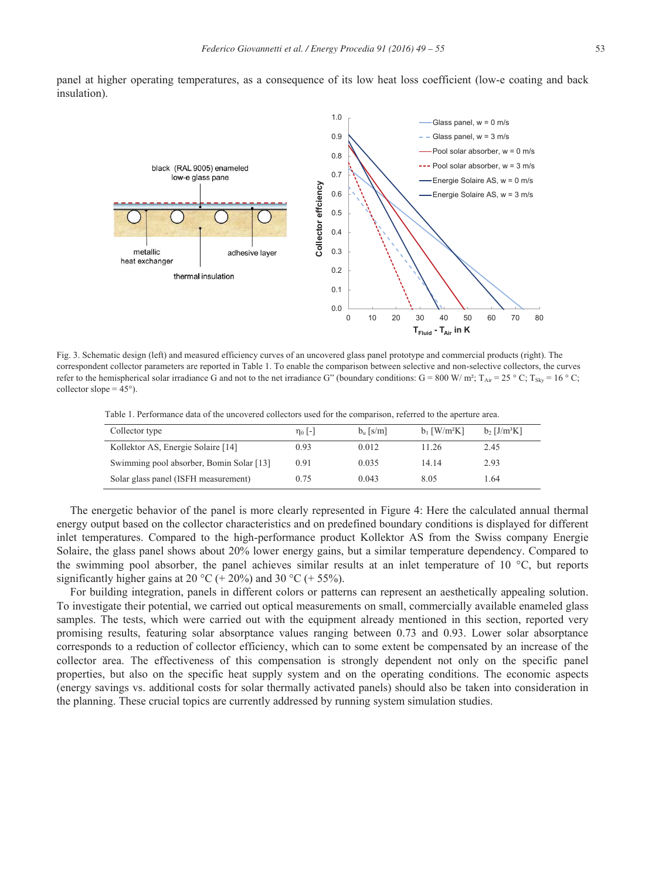panel at higher operating temperatures, as a consequence of its low heat loss coefficient (low-e coating and back insulation).

Fig. 3. Schematic design (left) and measured efficiency curves of an uncovered glass panel prototype and commercial products (right). The correspondent collector parameters are reported in Table 1. To enable the comparison between selective and non-selective collectors, the curves refer to the hemispherical solar irradiance G and not to the net irradiance G'' (boundary conditions: G = 800 W/ m²; $T_{Air}$ = 25 ° C; $T_{Sky}$ = 16 ° C; collector slope = 45°).

Table 1. Performance data of the uncovered collectors used for the comparison, referred to the aperture area.

| Collector type | $\eta_0$ [-] | $b_u$ [s/m] | $b_1$ [W/m²K] | $b_2$ [J/m³K] |
|---|---|---|---|---|
| Kollektor AS, Energie Solaire [14] | 0.93 | 0.012 | 11.26 | 2.45 |
| Swimming pool absorber, Bomin Solar [13] | 0.91 | 0.035 | 14.14 | 2.93 |
| Solar glass panel (ISFH measurement) | 0.75 | 0.043 | 8.05 | 1.64 |

The energetic behavior of the panel is more clearly represented in Figure 4: Here the calculated annual thermal energy output based on the collector characteristics and on predefined boundary conditions is displayed for different inlet temperatures. Compared to the high-performance product Kollektor AS from the Swiss company Energie Solaire, the glass panel shows about 20% lower energy gains, but a similar temperature dependency. Compared to the swimming pool absorber, the panel achieves similar results at an inlet temperature of 10 °C, but reports significantly higher gains at 20 °C (+ 20%) and 30 °C (+ 55%).

For building integration, panels in different colors or patterns can represent an aesthetically appealing solution. To investigate their potential, we carried out optical measurements on small, commercially available enameled glass samples. The tests, which were carried out with the equipment already mentioned in this section, reported very promising results, featuring solar absorptance values ranging between 0.73 and 0.93. Lower solar absorptance corresponds to a reduction of collector efficiency, which can to some extent be compensated by an increase of the collector area. The effectiveness of this compensation is strongly dependent not only on the specific panel properties, but also on the specific heat supply system and on the operating conditions. The economic aspects (energy savings vs. additional costs for solar thermally activated panels) should also be taken into consideration in the planning. These crucial topics are currently addressed by running system simulation studies.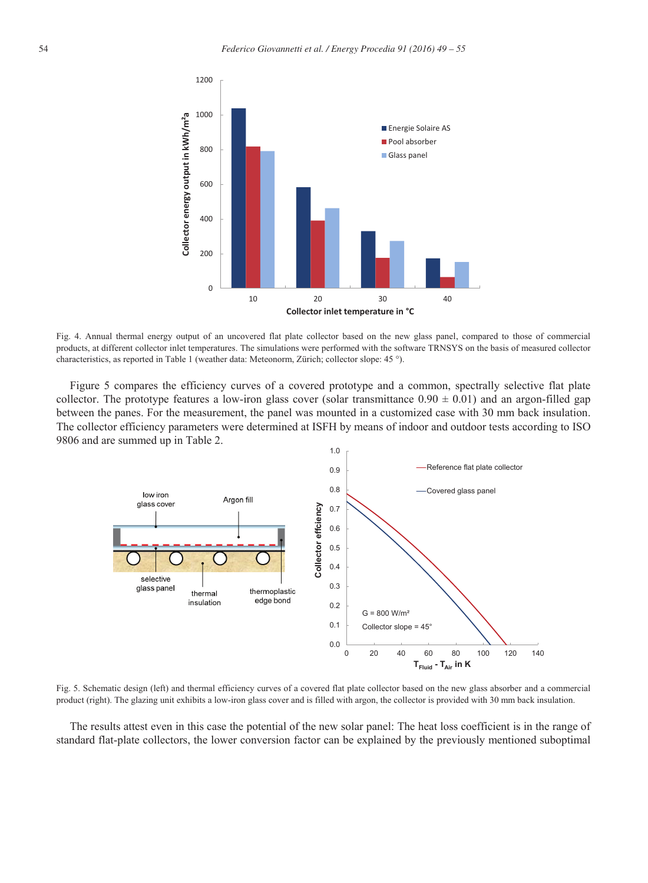Fig. 4. Annual thermal energy output of an uncovered flat plate collector based on the new glass panel, compared to those of commercial products, at different collector inlet temperatures. The simulations were performed with the software TRNSYS on the basis of measured collector characteristics, as reported in Table 1 (weather data: Meteonorm, Zürich; collector slope: 45 °).

Figure 5 compares the efficiency curves of a covered prototype and a common, spectrally selective flat plate collector. The prototype features a low-iron glass cover (solar transmittance 0.90 ± 0.01) and an argon-filled gap between the panes. For the measurement, the panel was mounted in a customized case with 30 mm back insulation. The collector efficiency parameters were determined at ISFH by means of indoor and outdoor tests according to ISO 9806 and are summed up in Table 2.

Fig. 5. Schematic design (left) and thermal efficiency curves of a covered flat plate collector based on the new glass absorber and a commercial product (right). The glazing unit exhibits a low-iron glass cover and is filled with argon, the collector is provided with 30 mm back insulation.

The results attest even in this case the potential of the new solar panel: The heat loss coefficient is in the range of standard flat-plate collectors, the lower conversion factor can be explained by the previously mentioned suboptimal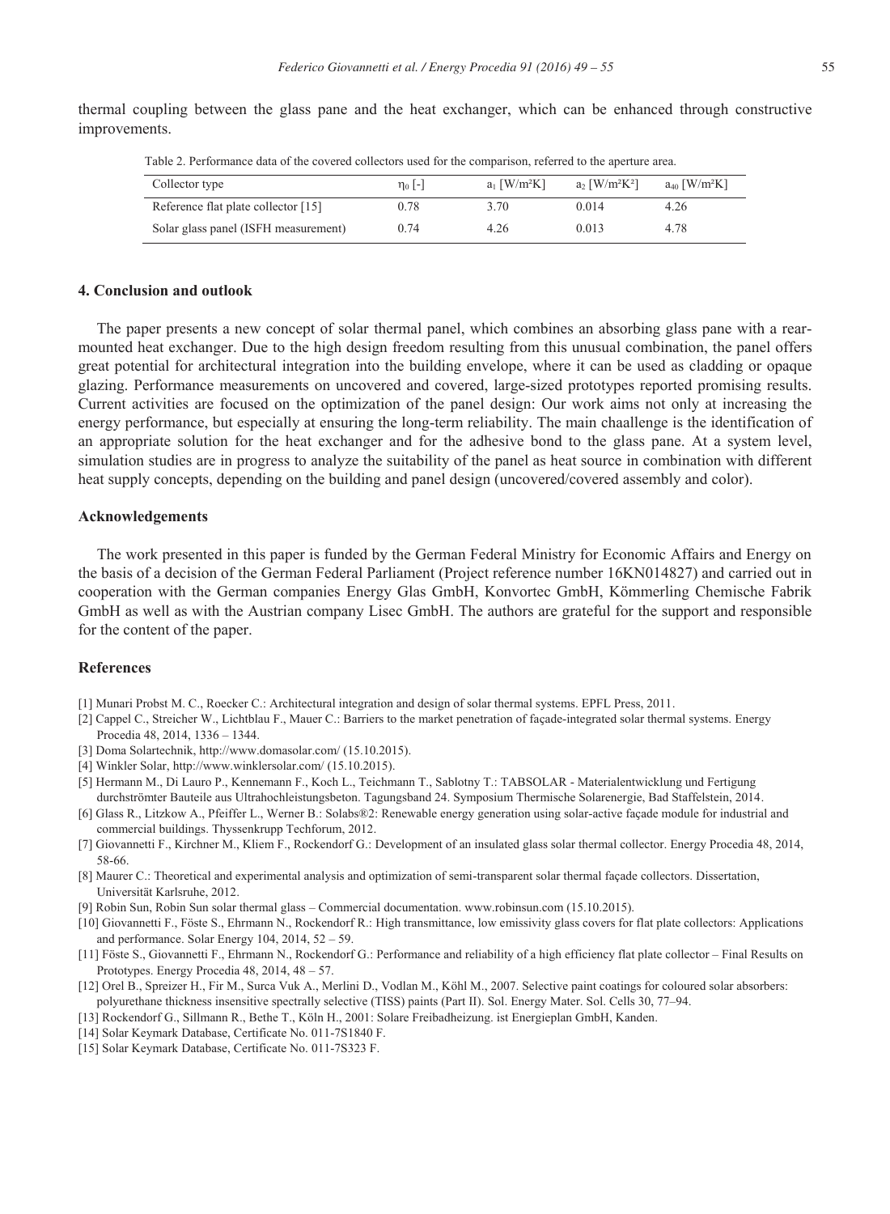thermal coupling between the glass pane and the heat exchanger, which can be enhanced through constructive improvements.

Table 2. Performance data of the covered collectors used for the comparison, referred to the aperture area.

| Collector type | $\eta_0$ [-] | $a_1$ [W/m²K] | $a_2$ [W/m²K²] | $a_{40}$ [W/m²K] |
|---|---|---|---|---|
| Reference flat plate collector [15] | 0.78 | 3.70 | 0.014 | 4.26 |
| Solar glass panel (ISFH measurement) | 0.74 | 4.26 | 0.013 | 4.78 |

## 4. Conclusion and outlook

The paper presents a new concept of solar thermal panel, which combines an absorbing glass pane with a rear-mounted heat exchanger. Due to the high design freedom resulting from this unusual combination, the panel offers great potential for architectural integration into the building envelope, where it can be used as cladding or opaque glazing. Performance measurements on uncovered and covered, large-sized prototypes reported promising results. Current activities are focused on the optimization of the panel design: Our work aims not only at increasing the energy performance, but especially at ensuring the long-term reliability. The main chaallenge is the identification of an appropriate solution for the heat exchanger and for the adhesive bond to the glass pane. At a system level, simulation studies are in progress to analyze the suitability of the panel as heat source in combination with different heat supply concepts, depending on the building and panel design (uncovered/covered assembly and color).

## Acknowledgements

The work presented in this paper is funded by the German Federal Ministry for Economic Affairs and Energy on the basis of a decision of the German Federal Parliament (Project reference number 16KN014827) and carried out in cooperation with the German companies Energy Glas GmbH, Konvortec GmbH, Kömmerling Chemische Fabrik GmbH as well as with the Austrian company Lisec GmbH. The authors are grateful for the support and responsible for the content of the paper.

## References

[1] Munari Probst M. C., Roecker C.: Architectural integration and design of solar thermal systems. EPFL Press, 2011.

[2] Cappel C., Streicher W., Lichtblau F., Mauer C.: Barriers to the market penetration of façade-integrated solar thermal systems. Energy Procedia 48, 2014, 1336 – 1344.

[3] Doma Solartechnik, http://www.domasolar.com/ (15.10.2015).

[4] Winkler Solar, http://www.winklersolar.com/ (15.10.2015).

[5] Hermann M., Di Lauro P., Kennemann F., Koch L., Teichmann T., Sablotny T.: TABSOLAR - Materialentwicklung und Fertigung durchströmter Bauteile aus Ultrahochleistungsbeton. Tagungsband 24. Symposium Thermische Solarenergie, Bad Staffelstein, 2014.

[6] Glass R., Litzkow A., Pfeiffer L., Werner B.: Solabs®2: Renewable energy generation using solar-active façade module for industrial and commercial buildings. Thyssenkrupp Techforum, 2012.

[7] Giovannetti F., Kirchner M., Kliem F., Rockendorf G.: Development of an insulated glass solar thermal collector. Energy Procedia 48, 2014, 58-66.

[8] Maurer C.: Theoretical and experimental analysis and optimization of semi-transparent solar thermal façade collectors. Dissertation, Universität Karlsruhe, 2012.

[9] Robin Sun, Robin Sun solar thermal glass – Commercial documentation. www.robinsun.com (15.10.2015).

[10] Giovannetti F., Föste S., Ehrmann N., Rockendorf R.: High transmittance, low emissivity glass covers for flat plate collectors: Applications and performance. Solar Energy 104, 2014, 52 – 59.

[11] Föste S., Giovannetti F., Ehrmann N., Rockendorf G.: Performance and reliability of a high efficiency flat plate collector – Final Results on Prototypes. Energy Procedia 48, 2014, 48 – 57.

[12] Orel B., Spreizer H., Fir M., Surca Vuk A., Merlini D., Vodlan M., Köhl M., 2007. Selective paint coatings for coloured solar absorbers: polyurethane thickness insensitive spectrally selective (TISS) paints (Part II). Sol. Energy Mater. Sol. Cells 30, 77–94.

[13] Rockendorf G., Sillmann R., Bethe T., Köln H., 2001: Solare Freibadheizung. ist Energieplan GmbH, Kanden.

[14] Solar Keymark Database, Certificate No. 011-7S1840 F.

[15] Solar Keymark Database, Certificate No. 011-7S323 F.